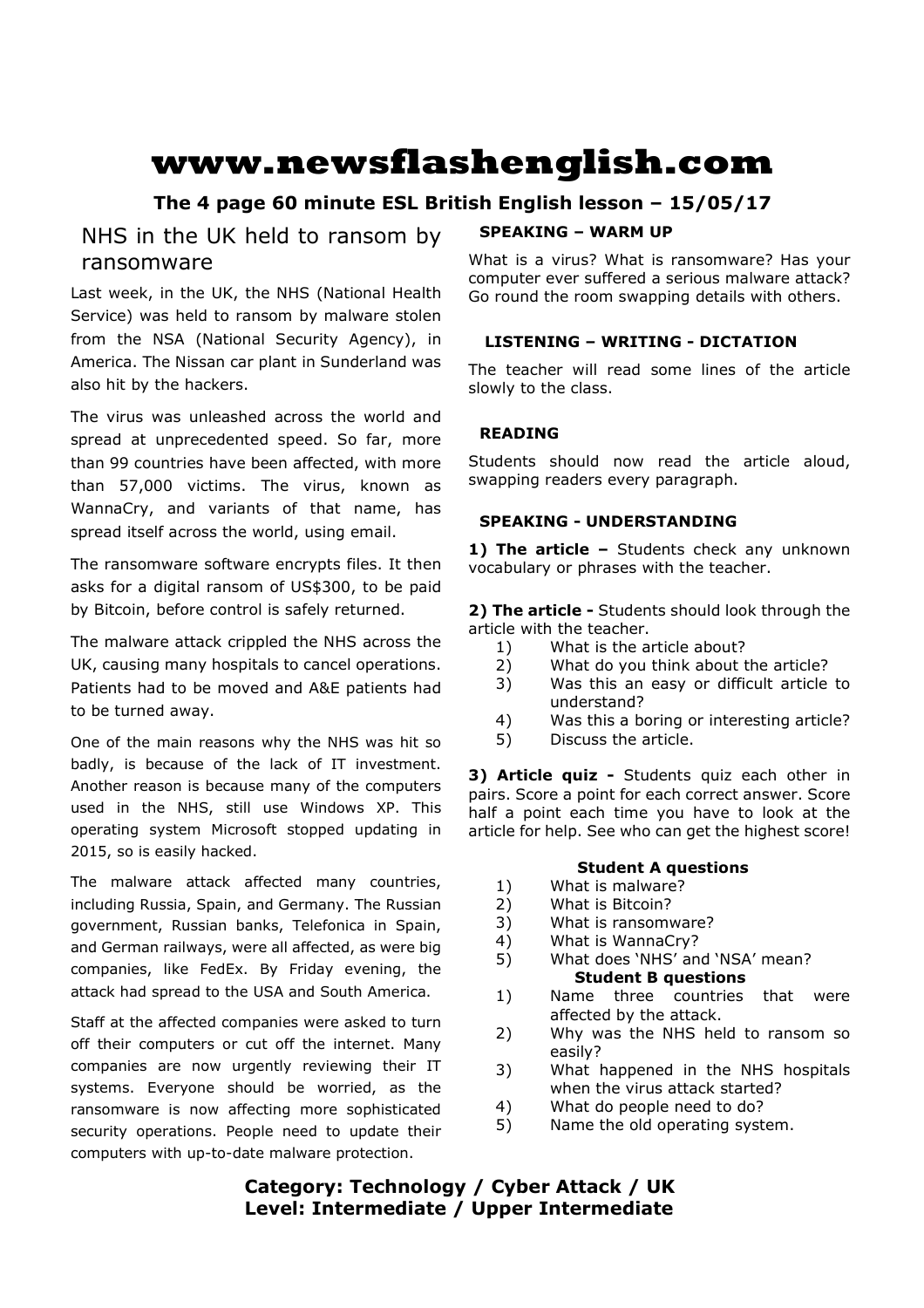# www.newsflashenglish.com

**The 4 page 60 minute ESL British English lesson – 15/05/17**

## NHS in the UK held to ransom by ransomware

Last week, in the UK, the NHS (National Health Service) was held to ransom by malware stolen from the NSA (National Security Agency), in America. The Nissan car plant in Sunderland was also hit by the hackers.

The virus was unleashed across the world and spread at unprecedented speed. So far, more than 99 countries have been affected, with more than 57,000 victims. The virus, known as WannaCry, and variants of that name, has spread itself across the world, using email.

The ransomware software encrypts files. It then asks for a digital ransom of US$300, to be paid by Bitcoin, before control is safely returned.

The malware attack crippled the NHS across the UK, causing many hospitals to cancel operations. Patients had to be moved and A&E patients had to be turned away.

One of the main reasons why the NHS was hit so badly, is because of the lack of IT investment. Another reason is because many of the computers used in the NHS, still use Windows XP. This operating system Microsoft stopped updating in 2015, so is easily hacked.

The malware attack affected many countries, including Russia, Spain, and Germany. The Russian government, Russian banks, Telefonica in Spain, and German railways, were all affected, as were big companies, like FedEx. By Friday evening, the attack had spread to the USA and South America.

Staff at the affected companies were asked to turn off their computers or cut off the internet. Many companies are now urgently reviewing their IT systems. Everyone should be worried, as the ransomware is now affecting more sophisticated security operations. People need to update their computers with up-to-date malware protection.

### SPEAKING – WARM UP

What is a virus? What is ransomware? Has your computer ever suffered a serious malware attack? Go round the room swapping details with others.

### LISTENING – WRITING - DICTATION

The teacher will read some lines of the article slowly to the class.

### READING

Students should now read the article aloud, swapping readers every paragraph.

### SPEAKING - UNDERSTANDING

**1) The article –** Students check any unknown vocabulary or phrases with the teacher.

**2) The article -** Students should look through the article with the teacher.

1) What is the article about?
2) What do you think about the article?
3) Was this an easy or difficult article to understand?
4) Was this a boring or interesting article?
5) Discuss the article.

**3) Article quiz -** Students quiz each other in pairs. Score a point for each correct answer. Score half a point each time you have to look at the article for help. See who can get the highest score!

**Student A questions**

1) What is malware?
2) What is Bitcoin?
3) What is ransomware?
4) What is WannaCry?
5) What does 'NHS' and 'NSA' mean?

**Student B questions**

1) Name three countries that were affected by the attack.
2) Why was the NHS held to ransom so easily?
3) What happened in the NHS hospitals when the virus attack started?
4) What do people need to do?
5) Name the old operating system.

**Category: Technology / Cyber Attack / UK**
**Level: Intermediate / Upper Intermediate**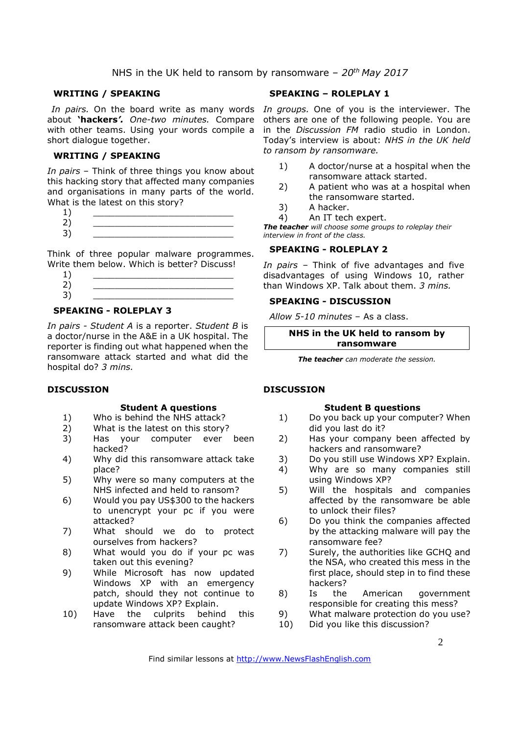NHS in the UK held to ransom by ransomware – *20th May 2017*

## WRITING / SPEAKING

*In pairs.* On the board write as many words about **'hackers'.** *One-two minutes.* Compare with other teams. Using your words compile a short dialogue together.

## WRITING / SPEAKING

*In pairs* – Think of three things you know about this hacking story that affected many companies and organisations in many parts of the world. What is the latest on this story?

1) ___________________________
2) ___________________________
3) ___________________________

Think of three popular malware programmes. Write them below. Which is better? Discuss!

1) ___________________________
2) ___________________________
3) ___________________________

## SPEAKING - ROLEPLAY 3

*In pairs - Student A* is a reporter. *Student B* is a doctor/nurse in the A&E in a UK hospital. The reporter is finding out what happened when the ransomware attack started and what did the hospital do? *3 mins.*

## SPEAKING – ROLEPLAY 1

*In groups.* One of you is the interviewer. The others are one of the following people. You are in the *Discussion FM* radio studio in London. Today's interview is about: *NHS in the UK held to ransom by ransomware.*

1) A doctor/nurse at a hospital when the ransomware attack started.
2) A patient who was at a hospital when the ransomware started.
3) A hacker.
4) An IT tech expert.

***The teacher*** *will choose some groups to roleplay their interview in front of the class.*

## SPEAKING - ROLEPLAY 2

*In pairs* – Think of five advantages and five disadvantages of using Windows 10, rather than Windows XP. Talk about them. *3 mins.*

## SPEAKING - DISCUSSION

*Allow 5-10 minutes* – As a class.

**NHS in the UK held to ransom by ransomware**

***The teacher*** *can moderate the session.*

## DISCUSSION

### Student A questions

1) Who is behind the NHS attack?
2) What is the latest on this story?
3) Has your computer ever been hacked?
4) Why did this ransomware attack take place?
5) Why were so many computers at the NHS infected and held to ransom?
6) Would you pay US$300 to the hackers to unencrypt your pc if you were attacked?
7) What should we do to protect ourselves from hackers?
8) What would you do if your pc was taken out this evening?
9) While Microsoft has now updated Windows XP with an emergency patch, should they not continue to update Windows XP? Explain.
10) Have the culprits behind this ransomware attack been caught?

## DISCUSSION

### Student B questions

1) Do you back up your computer? When did you last do it?
2) Has your company been affected by hackers and ransomware?
3) Do you still use Windows XP? Explain.
4) Why are so many companies still using Windows XP?
5) Will the hospitals and companies affected by the ransomware be able to unlock their files?
6) Do you think the companies affected by the attacking malware will pay the ransomware fee?
7) Surely, the authorities like GCHQ and the NSA, who created this mess in the first place, should step in to find these hackers?
8) Is the American government responsible for creating this mess?
9) What malware protection do you use?
10) Did you like this discussion?

Find similar lessons at http://www.NewsFlashEnglish.com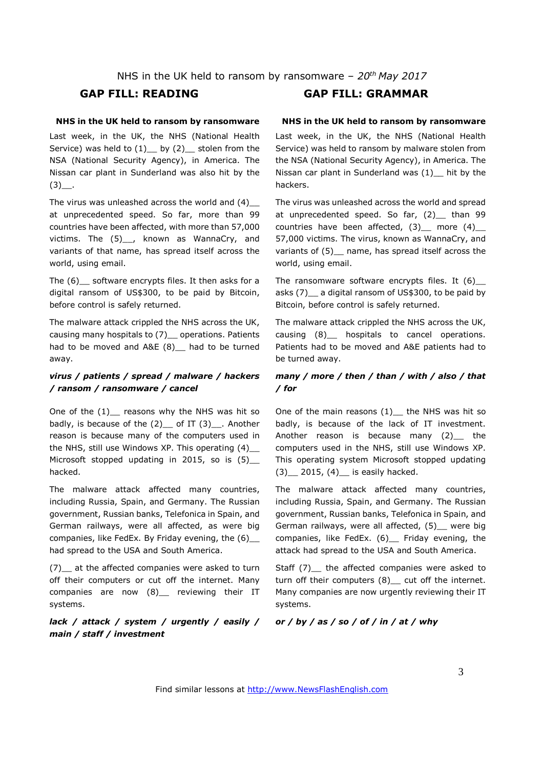NHS in the UK held to ransom by ransomware – *20th May 2017*

## GAP FILL: READING

**NHS in the UK held to ransom by ransomware**

Last week, in the UK, the NHS (National Health Service) was held to (1)__ by (2)__ stolen from the NSA (National Security Agency), in America. The Nissan car plant in Sunderland was also hit by the (3)__.

The virus was unleashed across the world and (4)__ at unprecedented speed. So far, more than 99 countries have been affected, with more than 57,000 victims. The (5)__, known as WannaCry, and variants of that name, has spread itself across the world, using email.

The (6)__ software encrypts files. It then asks for a digital ransom of US$300, to be paid by Bitcoin, before control is safely returned.

The malware attack crippled the NHS across the UK, causing many hospitals to (7)__ operations. Patients had to be moved and A&E (8)__ had to be turned away.

***virus / patients / spread / malware / hackers / ransom / ransomware / cancel***

One of the (1)__ reasons why the NHS was hit so badly, is because of the (2)__ of IT (3)__. Another reason is because many of the computers used in the NHS, still use Windows XP. This operating (4)__ Microsoft stopped updating in 2015, so is (5)__ hacked.

The malware attack affected many countries, including Russia, Spain, and Germany. The Russian government, Russian banks, Telefonica in Spain, and German railways, were all affected, as were big companies, like FedEx. By Friday evening, the (6)__ had spread to the USA and South America.

(7)__ at the affected companies were asked to turn off their computers or cut off the internet. Many companies are now (8)__ reviewing their IT systems.

***lack / attack / system / urgently / easily / main / staff / investment***

## GAP FILL: GRAMMAR

**NHS in the UK held to ransom by ransomware**

Last week, in the UK, the NHS (National Health Service) was held to ransom by malware stolen from the NSA (National Security Agency), in America. The Nissan car plant in Sunderland was (1)__ hit by the hackers.

The virus was unleashed across the world and spread at unprecedented speed. So far, (2)__ than 99 countries have been affected, (3)__ more (4)__ 57,000 victims. The virus, known as WannaCry, and variants of (5)__ name, has spread itself across the world, using email.

The ransomware software encrypts files. It (6)__ asks (7)__ a digital ransom of US$300, to be paid by Bitcoin, before control is safely returned.

The malware attack crippled the NHS across the UK, causing (8)__ hospitals to cancel operations. Patients had to be moved and A&E patients had to be turned away.

***many / more / then / than / with / also / that / for***

One of the main reasons (1)__ the NHS was hit so badly, is because of the lack of IT investment. Another reason is because many (2)__ the computers used in the NHS, still use Windows XP. This operating system Microsoft stopped updating (3)__ 2015, (4)__ is easily hacked.

The malware attack affected many countries, including Russia, Spain, and Germany. The Russian government, Russian banks, Telefonica in Spain, and German railways, were all affected, (5)__ were big companies, like FedEx. (6)__ Friday evening, the attack had spread to the USA and South America.

Staff (7)__ the affected companies were asked to turn off their computers (8)__ cut off the internet. Many companies are now urgently reviewing their IT systems.

***or / by / as / so / of / in / at / why***

Find similar lessons at http://www.NewsFlashEnglish.com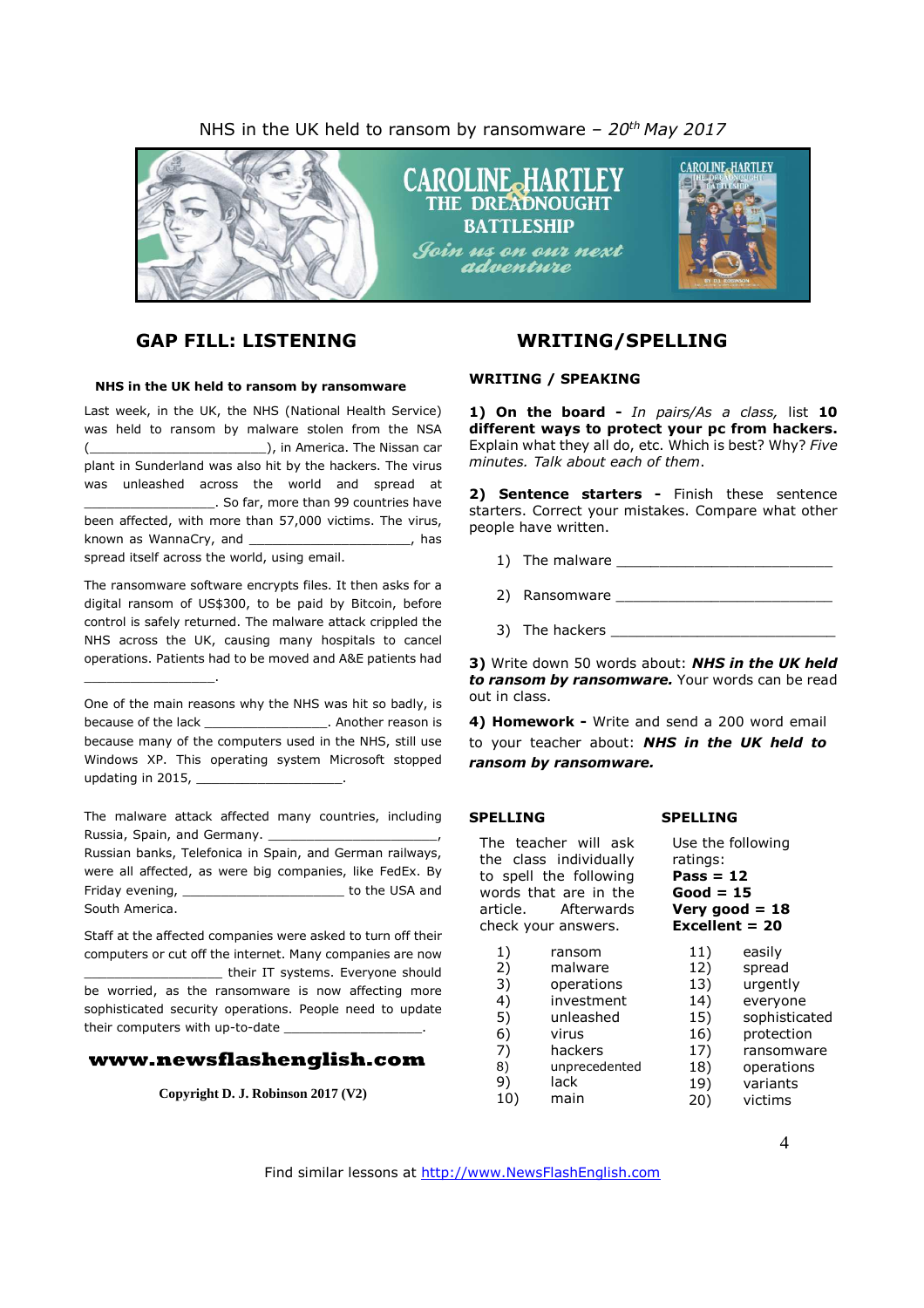NHS in the UK held to ransom by ransomware – *20th May 2017*

CAROLINE HARTLEY & THE DREADNOUGHT BATTLESHIP

*Join us on our next adventure*

## GAP FILL: LISTENING

**NHS in the UK held to ransom by ransomware**

Last week, in the UK, the NHS (National Health Service) was held to ransom by malware stolen from the NSA (________________________), in America. The Nissan car plant in Sunderland was also hit by the hackers. The virus was unleashed across the world and spread at _________________. So far, more than 99 countries have been affected, with more than 57,000 victims. The virus, known as WannaCry, and ______________________, has spread itself across the world, using email.

The ransomware software encrypts files. It then asks for a digital ransom of US$300, to be paid by Bitcoin, before control is safely returned. The malware attack crippled the NHS across the UK, causing many hospitals to cancel operations. Patients had to be moved and A&E patients had _________________.

One of the main reasons why the NHS was hit so badly, is because of the lack _________________. Another reason is because many of the computers used in the NHS, still use Windows XP. This operating system Microsoft stopped updating in 2015, ____________________.

The malware attack affected many countries, including Russia, Spain, and Germany. ______________________, Russian banks, Telefonica in Spain, and German railways, were all affected, as were big companies, like FedEx. By Friday evening, ______________________ to the USA and South America.

Staff at the affected companies were asked to turn off their computers or cut off the internet. Many companies are now ___________________ their IT systems. Everyone should be worried, as the ransomware is now affecting more sophisticated security operations. People need to update their computers with up-to-date ___________________.

**www.newsflashenglish.com**

Copyright D. J. Robinson 2017 (V2)

## WRITING/SPELLING

### WRITING / SPEAKING

**1) On the board -** *In pairs/As a class,* list **10 different ways to protect your pc from hackers.** Explain what they all do, etc. Which is best? Why? *Five minutes. Talk about each of them*.

**2) Sentence starters -** Finish these sentence starters. Correct your mistakes. Compare what other people have written.

1) The malware ___________________________

2) Ransomware ___________________________

3) The hackers ___________________________

**3)** Write down 50 words about: ***NHS in the UK held to ransom by ransomware.*** Your words can be read out in class.

**4) Homework -** Write and send a 200 word email to your teacher about: ***NHS in the UK held to ransom by ransomware.***

### SPELLING

The teacher will ask the class individually to spell the following words that are in the article. Afterwards check your answers.

### SPELLING

Use the following ratings:
**Pass = 12**
**Good = 15**
**Very good = 18**
**Excellent = 20**

1) ransom
2) malware
3) operations
4) investment
5) unleashed
6) virus
7) hackers
8) unprecedented
9) lack
10) main
11) easily
12) spread
13) urgently
14) everyone
15) sophisticated
16) protection
17) ransomware
18) operations
19) variants
20) victims

Find similar lessons at http://www.NewsFlashEnglish.com